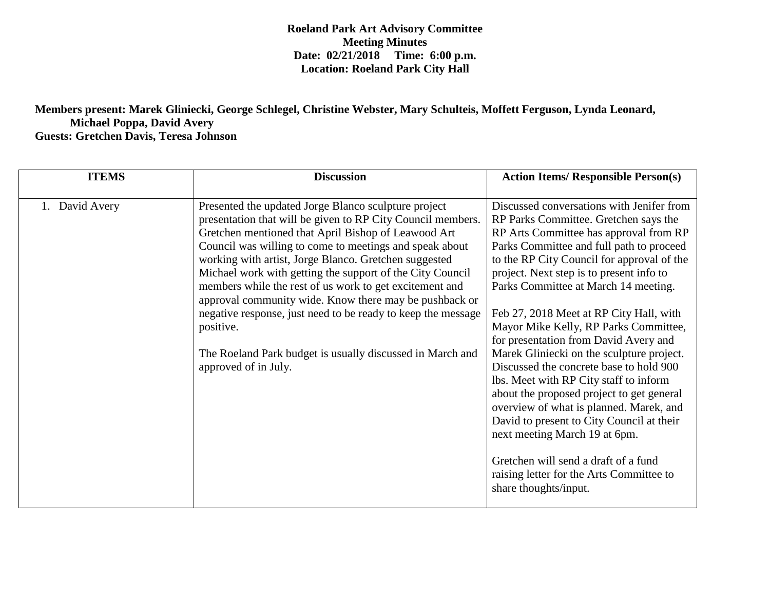**Roeland Park Art Advisory Committee**
**Meeting Minutes**
**Date: 02/21/2018 Time: 6:00 p.m.**
**Location: Roeland Park City Hall**

**Members present: Marek Gliniecki, George Schlegel, Christine Webster, Mary Schulteis, Moffett Ferguson, Lynda Leonard, Michael Poppa, David Avery**
**Guests: Gretchen Davis, Teresa Johnson**

| ITEMS | Discussion | Action Items/ Responsible Person(s) |
|---|---|---|
| 1. David Avery | Presented the updated Jorge Blanco sculpture project presentation that will be given to RP City Council members. Gretchen mentioned that April Bishop of Leawood Art Council was willing to come to meetings and speak about working with artist, Jorge Blanco. Gretchen suggested Michael work with getting the support of the City Council members while the rest of us work to get excitement and approval community wide. Know there may be pushback or negative response, just need to be ready to keep the message positive.<br><br>The Roeland Park budget is usually discussed in March and approved of in July. | Discussed conversations with Jenifer from RP Parks Committee. Gretchen says the RP Arts Committee has approval from RP Parks Committee and full path to proceed to the RP City Council for approval of the project. Next step is to present info to Parks Committee at March 14 meeting.<br><br>Feb 27, 2018 Meet at RP City Hall, with Mayor Mike Kelly, RP Parks Committee, for presentation from David Avery and Marek Gliniecki on the sculpture project. Discussed the concrete base to hold 900 lbs. Meet with RP City staff to inform about the proposed project to get general overview of what is planned. Marek, and David to present to City Council at their next meeting March 19 at 6pm.<br><br>Gretchen will send a draft of a fund raising letter for the Arts Committee to share thoughts/input. |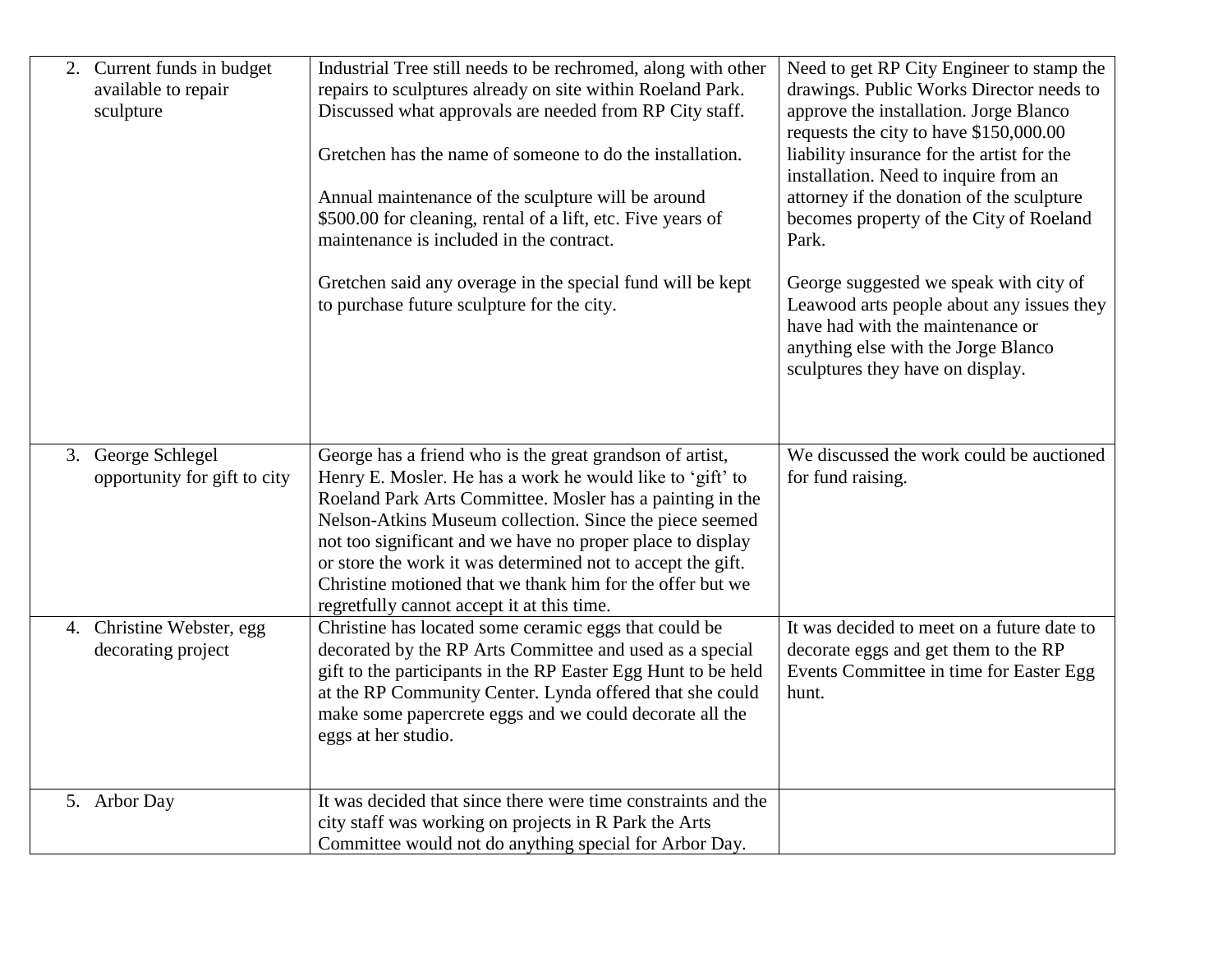| | | |
|---|---|---|
| 2. Current funds in budget available to repair sculpture | Industrial Tree still needs to be rechromed, along with other repairs to sculptures already on site within Roeland Park. Discussed what approvals are needed from RP City staff.<br><br>Gretchen has the name of someone to do the installation.<br><br>Annual maintenance of the sculpture will be around $500.00 for cleaning, rental of a lift, etc. Five years of maintenance is included in the contract.<br><br>Gretchen said any overage in the special fund will be kept to purchase future sculpture for the city. | Need to get RP City Engineer to stamp the drawings. Public Works Director needs to approve the installation. Jorge Blanco requests the city to have $150,000.00 liability insurance for the artist for the installation. Need to inquire from an attorney if the donation of the sculpture becomes property of the City of Roeland Park.<br><br>George suggested we speak with city of Leawood arts people about any issues they have had with the maintenance or anything else with the Jorge Blanco sculptures they have on display. |
| 3. George Schlegel opportunity for gift to city | George has a friend who is the great grandson of artist, Henry E. Mosler. He has a work he would like to 'gift' to Roeland Park Arts Committee. Mosler has a painting in the Nelson-Atkins Museum collection. Since the piece seemed not too significant and we have no proper place to display or store the work it was determined not to accept the gift. Christine motioned that we thank him for the offer but we regretfully cannot accept it at this time. | We discussed the work could be auctioned for fund raising. |
| 4. Christine Webster, egg decorating project | Christine has located some ceramic eggs that could be decorated by the RP Arts Committee and used as a special gift to the participants in the RP Easter Egg Hunt to be held at the RP Community Center. Lynda offered that she could make some papercrete eggs and we could decorate all the eggs at her studio. | It was decided to meet on a future date to decorate eggs and get them to the RP Events Committee in time for Easter Egg hunt. |
| 5. Arbor Day | It was decided that since there were time constraints and the city staff was working on projects in R Park the Arts Committee would not do anything special for Arbor Day. | |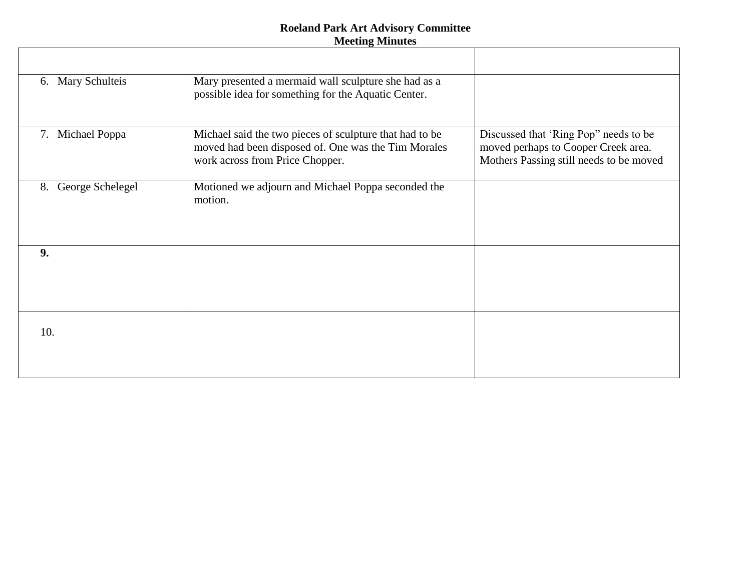**Roeland Park Art Advisory Committee**
**Meeting Minutes**

| | | |
|---|---|---|
| 6. Mary Schulteis | Mary presented a mermaid wall sculpture she had as a possible idea for something for the Aquatic Center. | |
| 7. Michael Poppa | Michael said the two pieces of sculpture that had to be moved had been disposed of. One was the Tim Morales work across from Price Chopper. | Discussed that ‘Ring Pop” needs to be moved perhaps to Cooper Creek area. Mothers Passing still needs to be moved |
| 8. George Schelegel | Motioned we adjourn and Michael Poppa seconded the motion. | |
| **9.** | | |
| 10. | | |